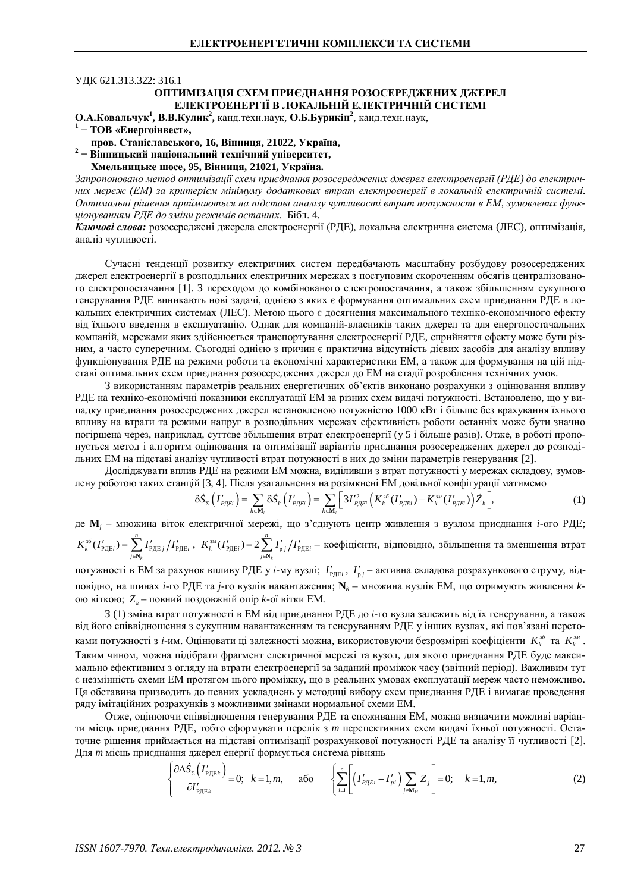УДК 621.313.322: 316.1

# ОПТИМІЗАЦІЯ СХЕМ ПРИЄДНАННЯ РОЗОСЕРЕДЖЕНИХ ДЖЕРЕЛ ЕЛЕКТРОЕНЕРГІЇ В ЛОКАЛЬНІЙ ЕЛЕКТРИЧНІЙ СИСТЕМІ

**О.А.Ковальчук**[1], **В.В.Кулик**[2], канд.техн.наук, **О.Б.Бурикін**[2], канд.техн.наук,

[1] – **ТОВ «Енергоінвест»,**
**пров. Станіславського, 16, Вінниця, 21022, Україна,**

[2] – **Вінницький національний технічний університет,**
**Хмельницьке шосе, 95, Вінниця, 21021, Україна.**

*Запропоновано метод оптимізації схем приєднання розосереджених джерел електроенергії (РДЕ) до електричних мереж (ЕМ) за критерієм мінімуму додаткових втрат електроенергії в локальній електричній системі. Оптимальні рішення приймаються на підставі аналізу чутливості втрат потужності в ЕМ, зумовлених функціонуванням РДЕ до зміни режимів останніх.* Бібл. 4.

***Ключові слова:*** розосереджені джерела електроенергії (РДЕ), локальна електрична система (ЛЕС), оптимізація, аналіз чутливості.

Сучасні тенденції розвитку електричних систем передбачають масштабну розбудову розосереджених джерел електроенергії в розподільних електричних мережах з поступовим скороченням обсягів централізованого електропостачання [1]. З переходом до комбінованого електропостачання, а також збільшенням сукупного генерування РДЕ виникають нові задачі, однією з яких є формування оптимальних схем приєднання РДЕ в локальних електричних системах (ЛЕС). Метою цього є досягнення максимального техніко-економічного ефекту від їхнього введення в експлуатацію. Однак для компаній-власників таких джерел та для енергопостачальних компаній, мережами яких здійснюється транспортування електроенергії РДЕ, сприйняття ефекту може бути різним, а часто суперечним. Сьогодні однією з причин є практична відсутність дієвих засобів для аналізу впливу функціонування РДЕ на режими роботи та економічні характеристики ЕМ, а також для формування на цій підставі оптимальних схем приєднання розосереджених джерел до ЕМ на стадії розроблення технічних умов.

З використанням параметрів реальних енергетичних об'єктів виконано розрахунки з оцінювання впливу РДЕ на техніко-економічні показники експлуатації ЕМ за різних схем видачі потужності. Встановлено, що у випадку приєднання розосереджених джерел встановленою потужністю 1000 кВт і більше без врахування їхнього впливу на втрати та режими напруг в розподільних мережах ефективність роботи останніх може бути значно погіршена через, наприклад, суттєве збільшення втрат електроенергії (у 5 і більше разів). Отже, в роботі пропонується метод і алгоритм оцінювання та оптимізації варіантів приєднання розосереджених джерел до розподільних ЕМ на підставі аналізу чутливості втрат потужності в них до зміни параметрів генерування [2].

Досліджувати вплив РДЕ на режими ЕМ можна, виділивши з втрат потужності у мережах складову, зумовлену роботою таких станцій [3, 4]. Після узагальнення на розімкнені ЕМ довільної конфігурації матимемо

$$\delta\dot{S}_{\Sigma}\left(I'_{РДЕi}\right)=\sum_{k\in\mathbf{M}_i}\delta\dot{S}_k\left(I'_{РДЕi}\right)=\sum_{k\in\mathbf{M}_i}\left[3I'^{2}_{РДЕi}\left(K_k^{зб}(I'_{РДЕi})-K_k^{зм}(I'_{РДЕi})\right)\dot{Z}_k\right],\tag{1}$$

де $\mathbf{M}_j$ – множина віток електричної мережі, що з'єднують центр живлення з вузлом приєднання *i*-ого РДЕ; $K_k^{зб}(I'_{РДЕi})=\sum_{j\in\mathbf{N}_k}^{n}I'_{РДЕ\,j}\big/I'_{РДЕi}$, $K_k^{зм}(I'_{РДЕi})=2\sum_{j\in\mathbf{N}_k}^{n}I'_{р\,j}\big/I'_{РДЕi}$ – коефіцієнти, відповідно, збільшення та зменшення втрат потужності в ЕМ за рахунок впливу РДЕ у *i*-му вузлі; $I'_{РДЕi}$, $I'_{р\,j}$ – активна складова розрахункового струму, відповідно, на шинах *i*-го РДЕ та *j*-го вузлів навантаження; $\mathbf{N}_k$ – множина вузлів ЕМ, що отримують живлення *k*-ою віткою; $Z_k$ – повний поздовжній опір *k*-ої вітки ЕМ.

З (1) зміна втрат потужності в ЕМ від приєднання РДЕ до *i*-го вузла залежить від їх генерування, а також від його співвідношення з сукупним навантаженням та генеруванням РДЕ у інших вузлах, які пов'язані перетоками потужності з *i*-им. Оцінювати ці залежності можна, використовуючи безрозмірні коефіцієнти $K_k^{зб}$ та $K_k^{зм}$. Таким чином, можна підібрати фрагмент електричної мережі та вузол, для якого приєднання РДЕ буде максимально ефективним з огляду на втрати електроенергії за заданий проміжок часу (звітний період). Важливим тут є незмінність схеми ЕМ протягом цього проміжку, що в реальних умовах експлуатації мереж часто неможливо. Ця обставина призводить до певних ускладнень у методиці вибору схем приєднання РДЕ і вимагає проведення ряду імітаційних розрахунків з можливими змінами нормальної схеми ЕМ.

Отже, оцінюючи співвідношення генерування РДЕ та споживання ЕМ, можна визначити можливі варіанти місць приєднання РДЕ, тобто сформувати перелік з *m* перспективних схем видачі їхньої потужності. Остаточне рішення приймається на підставі оптимізації розрахункової потужності РДЕ та аналізу її чутливості [2]. Для *m* місць приєднання джерел енергії формується система рівнянь

$$\left\{\frac{\partial\Delta\dot{S}_{\Sigma}\left(I'_{РДЕk}\right)}{\partial I'_{РДЕk}}=0;\quad k=\overline{1,m},\right.\qquad\text{або}\qquad\left\{\sum_{i=1}^{n}\left[\left(I'_{РДЕi}-I'_{рi}\right)\sum_{j\in\mathbf{M}_{ki}}Z_j\right]=0;\quad k=\overline{1,m},\right.\tag{2}$$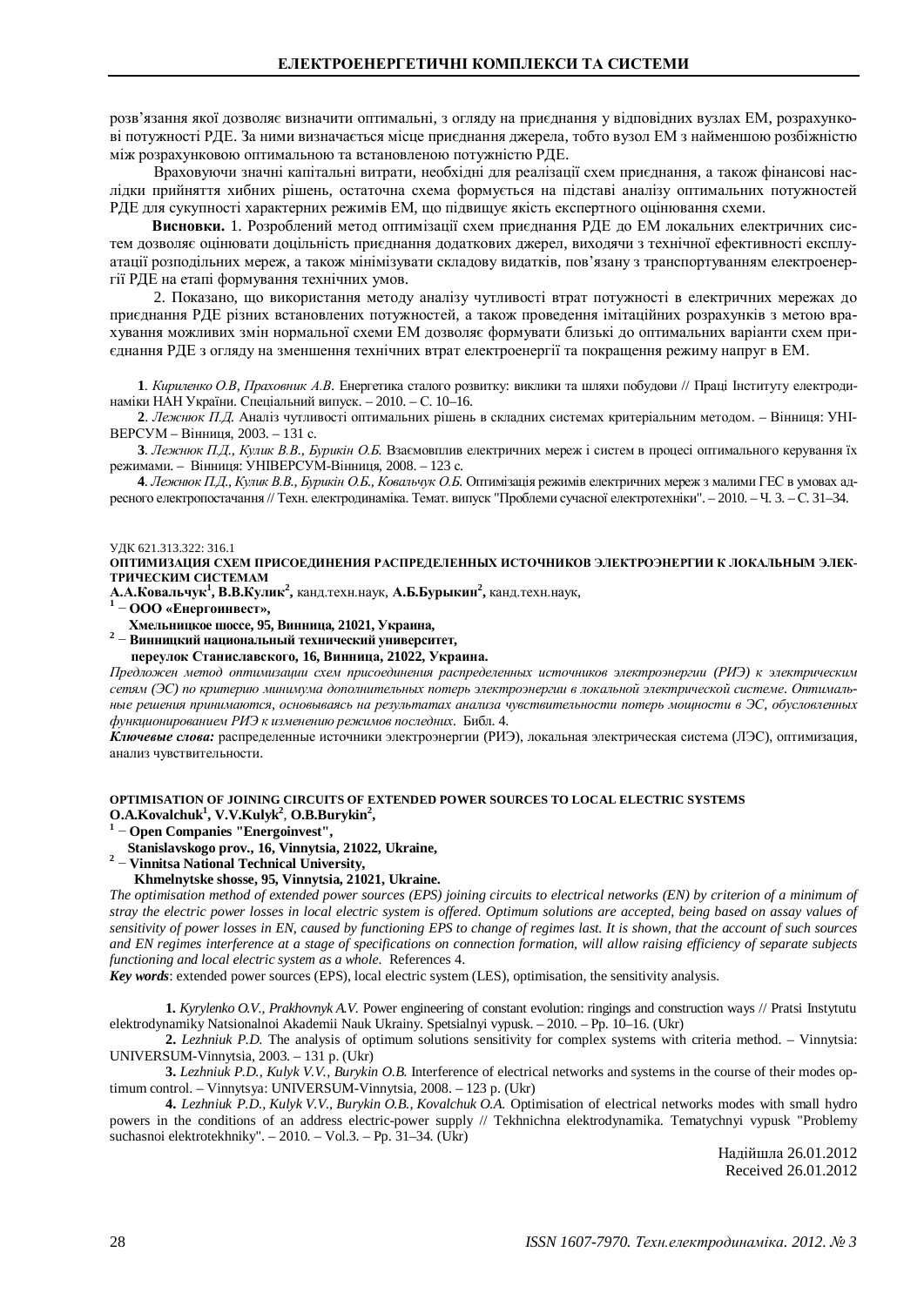розв'язання якої дозволяє визначити оптимальні, з огляду на приєднання у відповідних вузлах ЕМ, розрахункові потужності РДЕ. За ними визначається місце приєднання джерела, тобто вузол ЕМ з найменшою розбіжністю між розрахунковою оптимальною та встановленою потужністю РДЕ.

Враховуючи значні капітальні витрати, необхідні для реалізації схем приєднання, а також фінансові наслідки прийняття хибних рішень, остаточна схема формується на підставі аналізу оптимальних потужностей РДЕ для сукупності характерних режимів ЕМ, що підвищує якість експертного оцінювання схеми.

**Висновки.** 1. Розроблений метод оптимізації схем приєднання РДЕ до ЕМ локальних електричних систем дозволяє оцінювати доцільність приєднання додаткових джерел, виходячи з технічної ефективності експлуатації розподільних мереж, а також мінімізувати складову видатків, пов'язану з транспортуванням електроенергії РДЕ на етапі формування технічних умов.

2. Показано, що використання методу аналізу чутливості втрат потужності в електричних мережах до приєднання РДЕ різних встановлених потужностей, а також проведення імітаційних розрахунків з метою врахування можливих змін нормальної схеми ЕМ дозволяє формувати близькі до оптимальних варіанти схем приєднання РДЕ з огляду на зменшення технічних втрат електроенергії та покращення режиму напруг в ЕМ.

**1**. *Кириленко О.В, Праховник А.В.* Енергетика сталого розвитку: виклики та шляхи побудови // Праці Інституту електродинаміки НАН України. Спеціальний випуск. – 2010. – С. 10–16.

**2**. *Лежнюк П.Д.* Аналіз чутливості оптимальних рішень в складних системах критеріальним методом. – Вінниця: УНІВЕРСУМ – Вінниця, 2003. – 131 с.

**3**. *Лежнюк П.Д., Кулик В.В., Бурикін О.Б.* Взаємовплив електричних мереж і систем в процесі оптимального керування їх режимами. – Вінниця: УНІВЕРСУМ-Вінниця, 2008. – 123 с.

**4**. *Лежнюк П.Д., Кулик В.В., Бурикін О.Б., Ковальчук О.В.* Оптимізація режимів електричних мереж з малими ГЕС в умовах адресного електропостачання // Техн. електродинаміка. Темат. випуск "Проблеми сучасної електротехніки". – 2010. – Ч. 3. – С. 31–34.

УДК 621.313.322: 316.1

**ОПТИМИЗАЦИЯ СХЕМ ПРИСОЕДИНЕНИЯ РАСПРЕДЕЛЕННЫХ ИСТОЧНИКОВ ЭЛЕКТРОЭНЕРГИИ К ЛОКАЛЬНЫМ ЭЛЕКТРИЧЕСКИМ СИСТЕМАМ**

**А.А.Ковальчук**[1], **В.В.Кулик**[2], канд.техн.наук, **А.Б.Бурыкин**[2], канд.техн.наук,

[1] – **ООО «Енергоинвест»,**
**Хмельницкое шоссе, 95, Винница, 21021, Украина,**

[2] – **Винницкий национальный технический университет,**
**переулок Станиславского, 16, Винница, 21022, Украина.**

*Предложен метод оптимизации схем присоединения распределенных источников электроэнергии (РИЭ) к электрическим сетям (ЭС) по критерию минимума дополнительных потерь электроэнергии в локальной электрической системе. Оптимальные решения принимаются, основываясь на результатах анализа чувствительности потерь мощности в ЭС, обусловленных функционированием РИЭ к изменению режимов последних.* Библ. 4.

***Ключевые слова:*** распределенные источники электроэнергии (РИЭ), локальная электрическая система (ЛЭС), оптимизация, анализ чувствительности.

**OPTIMISATION OF JOINING CIRCUITS OF EXTENDED POWER SOURCES TO LOCAL ELECTRIC SYSTEMS**

**O.A.Kovalchuk**[1], **V.V.Kulyk**[2], **O.B.Burykin**[2],

[1] – **Open Companies "Energoinvest",**
**Stanislavskogo prov., 16, Vinnytsia, 21022, Ukraine,**

[2] – **Vinnitsa National Technical University,**
**Khmelnytske shosse, 95, Vinnytsia, 21021, Ukraine.**

*The optimisation method of extended power sources (EPS) joining circuits to electrical networks (EN) by criterion of a minimum of stray the electric power losses in local electric system is offered. Optimum solutions are accepted, being based on assay values of sensitivity of power losses in EN, caused by functioning EPS to change of regimes last. It is shown, that the account of such sources and EN regimes interference at a stage of specifications on connection formation, will allow raising efficiency of separate subjects functioning and local electric system as a whole.* References 4.

***Key words***: extended power sources (EPS), local electric system (LES), optimisation, the sensitivity analysis.

**1.** *Kyrylenko O.V., Prakhovnyk A.V.* Power engineering of constant evolution: ringings and construction ways // Pratsi Instytutu elektrodynamiky Natsionalnoi Akademii Nauk Ukrainy. Spetsialnyi vypusk. – 2010. – Pp. 10–16. (Ukr)

**2.** *Lezhniuk P.D.* The analysis of optimum solutions sensitivity for complex systems with criteria method. – Vinnytsia: UNIVERSUM-Vinnytsia, 2003. – 131 p. (Ukr)

**3.** *Lezhniuk P.D., Kulyk V.V., Burykin O.B.* Interference of electrical networks and systems in the course of their modes optimum control. – Vinnytsya: UNIVERSUM-Vinnytsia, 2008. – 123 p. (Ukr)

**4.** *Lezhniuk P.D., Kulyk V.V., Burykin O.B., Kovalchuk O.A.* Optimisation of electrical networks modes with small hydro powers in the conditions of an address electric-power supply // Tekhnichna elektrodynamika. Tematychnyi vypusk "Problemy suchasnoi elektrotekhniky". – 2010. – Vol.3. – Pp. 31–34. (Ukr)

Надійшла 26.01.2012
Received 26.01.2012